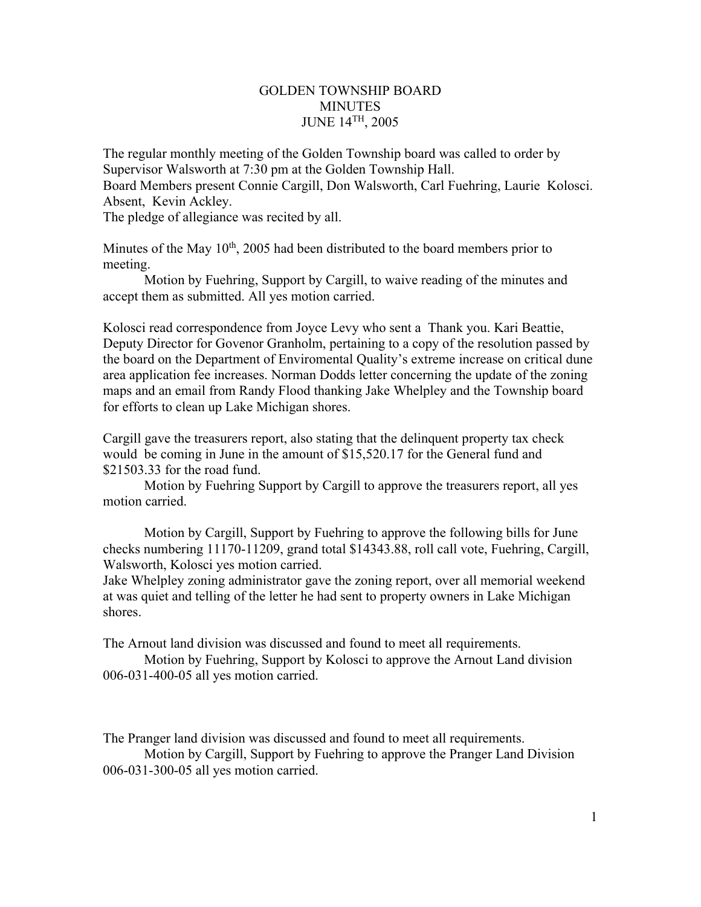# GOLDEN TOWNSHIP BOARD
# MINUTES
# JUNE 14TH, 2005

The regular monthly meeting of the Golden Township board was called to order by Supervisor Walsworth at 7:30 pm at the Golden Township Hall.
Board Members present Connie Cargill, Don Walsworth, Carl Fuehring, Laurie Kolosci. Absent, Kevin Ackley.
The pledge of allegiance was recited by all.

Minutes of the May 10th, 2005 had been distributed to the board members prior to meeting.

Motion by Fuehring, Support by Cargill, to waive reading of the minutes and accept them as submitted. All yes motion carried.

Kolosci read correspondence from Joyce Levy who sent a Thank you. Kari Beattie, Deputy Director for Govenor Granholm, pertaining to a copy of the resolution passed by the board on the Department of Enviromental Quality's extreme increase on critical dune area application fee increases. Norman Dodds letter concerning the update of the zoning maps and an email from Randy Flood thanking Jake Whelpley and the Township board for efforts to clean up Lake Michigan shores.

Cargill gave the treasurers report, also stating that the delinquent property tax check would be coming in June in the amount of $15,520.17 for the General fund and $21503.33 for the road fund.

Motion by Fuehring Support by Cargill to approve the treasurers report, all yes motion carried.

Motion by Cargill, Support by Fuehring to approve the following bills for June checks numbering 11170-11209, grand total $14343.88, roll call vote, Fuehring, Cargill, Walsworth, Kolosci yes motion carried.

Jake Whelpley zoning administrator gave the zoning report, over all memorial weekend at was quiet and telling of the letter he had sent to property owners in Lake Michigan shores.

The Arnout land division was discussed and found to meet all requirements.

Motion by Fuehring, Support by Kolosci to approve the Arnout Land division 006-031-400-05 all yes motion carried.

The Pranger land division was discussed and found to meet all requirements.

Motion by Cargill, Support by Fuehring to approve the Pranger Land Division 006-031-300-05 all yes motion carried.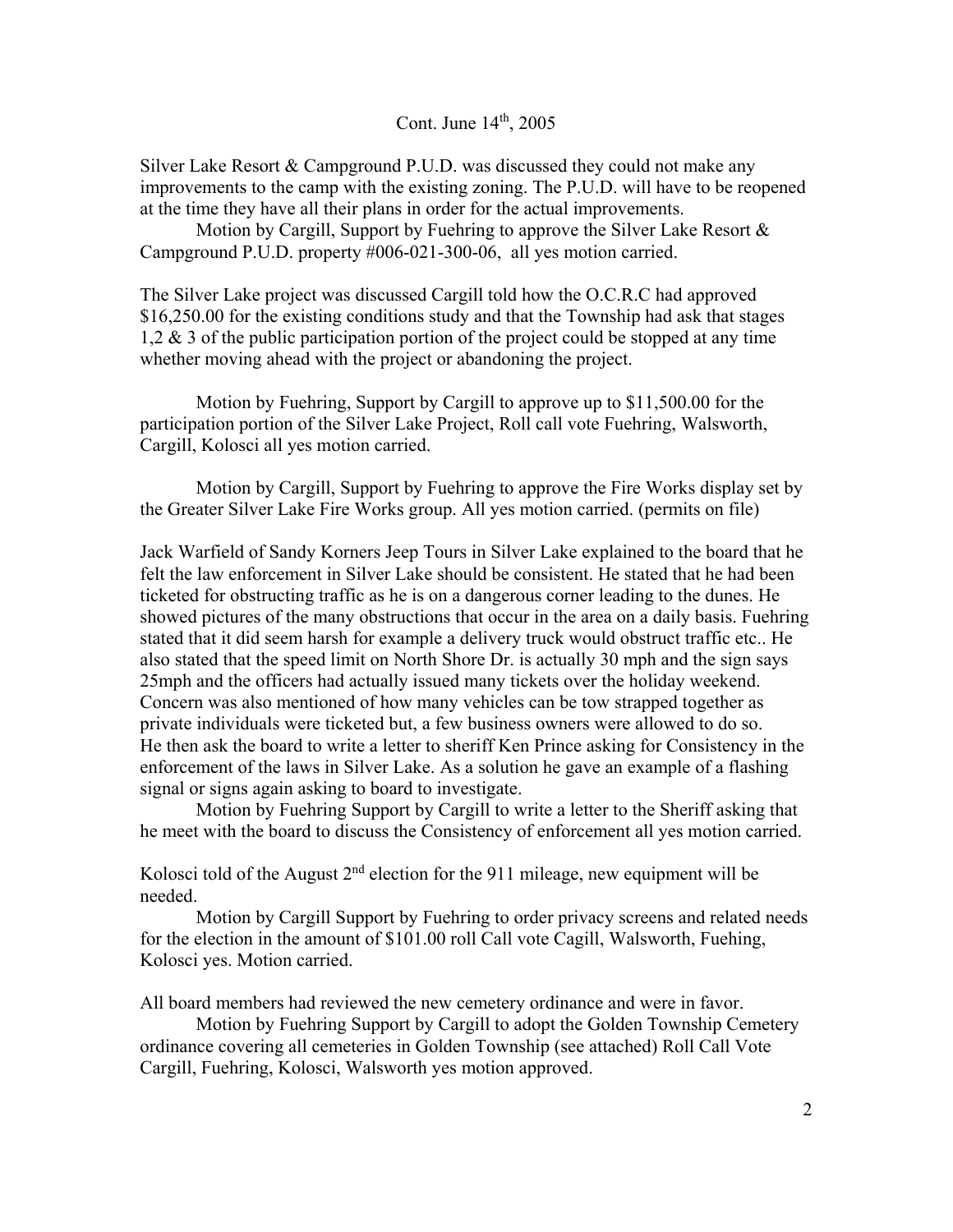Cont. June 14th, 2005

Silver Lake Resort & Campground P.U.D. was discussed they could not make any improvements to the camp with the existing zoning. The P.U.D. will have to be reopened at the time they have all their plans in order for the actual improvements.

Motion by Cargill, Support by Fuehring to approve the Silver Lake Resort & Campground P.U.D. property #006-021-300-06, all yes motion carried.

The Silver Lake project was discussed Cargill told how the O.C.R.C had approved $16,250.00 for the existing conditions study and that the Township had ask that stages 1,2 & 3 of the public participation portion of the project could be stopped at any time whether moving ahead with the project or abandoning the project.

Motion by Fuehring, Support by Cargill to approve up to $11,500.00 for the participation portion of the Silver Lake Project, Roll call vote Fuehring, Walsworth, Cargill, Kolosci all yes motion carried.

Motion by Cargill, Support by Fuehring to approve the Fire Works display set by the Greater Silver Lake Fire Works group. All yes motion carried. (permits on file)

Jack Warfield of Sandy Korners Jeep Tours in Silver Lake explained to the board that he felt the law enforcement in Silver Lake should be consistent. He stated that he had been ticketed for obstructing traffic as he is on a dangerous corner leading to the dunes. He showed pictures of the many obstructions that occur in the area on a daily basis. Fuehring stated that it did seem harsh for example a delivery truck would obstruct traffic etc.. He also stated that the speed limit on North Shore Dr. is actually 30 mph and the sign says 25mph and the officers had actually issued many tickets over the holiday weekend. Concern was also mentioned of how many vehicles can be tow strapped together as private individuals were ticketed but, a few business owners were allowed to do so. He then ask the board to write a letter to sheriff Ken Prince asking for Consistency in the enforcement of the laws in Silver Lake. As a solution he gave an example of a flashing signal or signs again asking to board to investigate.

Motion by Fuehring Support by Cargill to write a letter to the Sheriff asking that he meet with the board to discuss the Consistency of enforcement all yes motion carried.

Kolosci told of the August 2nd election for the 911 mileage, new equipment will be needed.

Motion by Cargill Support by Fuehring to order privacy screens and related needs for the election in the amount of $101.00 roll Call vote Cagill, Walsworth, Fueihing, Kolosci yes. Motion carried.

All board members had reviewed the new cemetery ordinance and were in favor.

Motion by Fuehring Support by Cargill to adopt the Golden Township Cemetery ordinance covering all cemeteries in Golden Township (see attached) Roll Call Vote Cargill, Fuehring, Kolosci, Walsworth yes motion approved.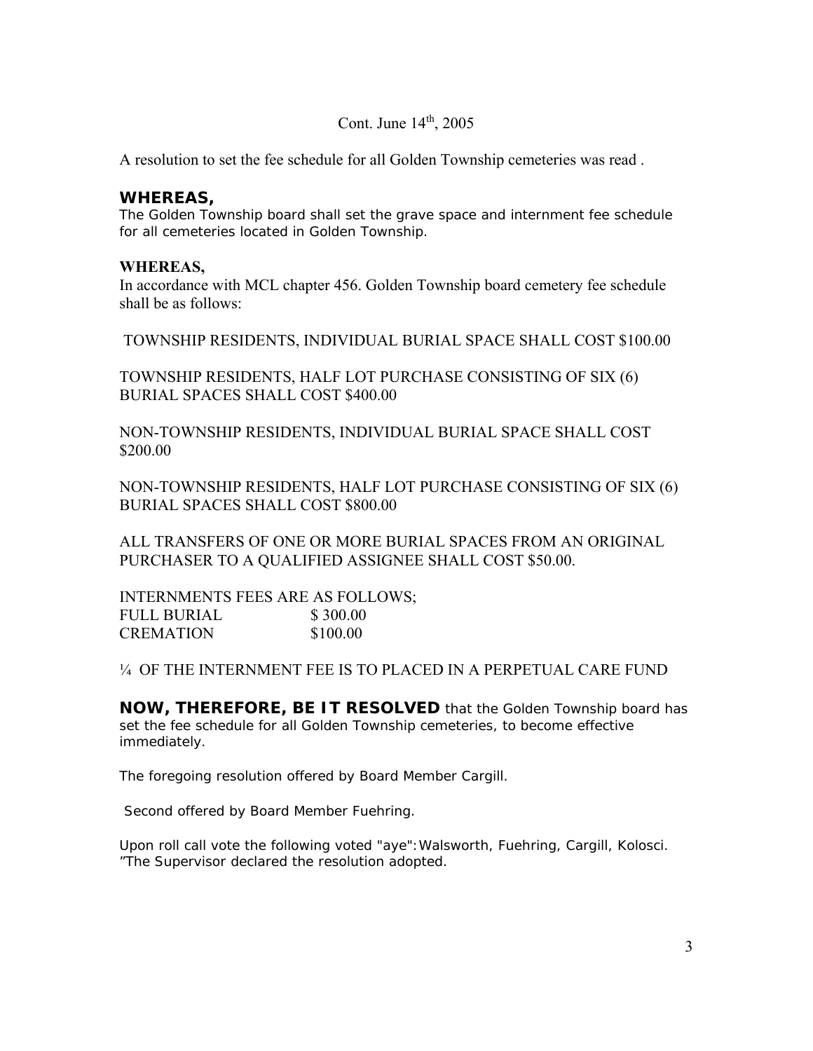Cont. June 14th, 2005

A resolution to set the fee schedule for all Golden Township cemeteries was read .

**WHEREAS,**
The Golden Township board shall set the grave space and internment fee schedule for all cemeteries located in Golden Township.

**WHEREAS,**
In accordance with MCL chapter 456. Golden Township board cemetery fee schedule shall be as follows:

TOWNSHIP RESIDENTS, INDIVIDUAL BURIAL SPACE SHALL COST $100.00

TOWNSHIP RESIDENTS, HALF LOT PURCHASE CONSISTING OF SIX (6) BURIAL SPACES SHALL COST $400.00

NON-TOWNSHIP RESIDENTS, INDIVIDUAL BURIAL SPACE SHALL COST $200.00

NON-TOWNSHIP RESIDENTS, HALF LOT PURCHASE CONSISTING OF SIX (6) BURIAL SPACES SHALL COST $800.00

ALL TRANSFERS OF ONE OR MORE BURIAL SPACES FROM AN ORIGINAL PURCHASER TO A QUALIFIED ASSIGNEE SHALL COST $50.00.

INTERNMENTS FEES ARE AS FOLLOWS;
FULL BURIAL $ 300.00
CREMATION $100.00

¼ OF THE INTERNMENT FEE IS TO PLACED IN A PERPETUAL CARE FUND

**NOW, THEREFORE, BE IT RESOLVED** that the Golden Township board has set the fee schedule for all Golden Township cemeteries, to become effective immediately.

The foregoing resolution offered by Board Member Cargill.

Second offered by Board Member Fuehring.

Upon roll call vote the following voted "aye": Walsworth, Fuehring, Cargill, Kolosci. "The Supervisor declared the resolution adopted.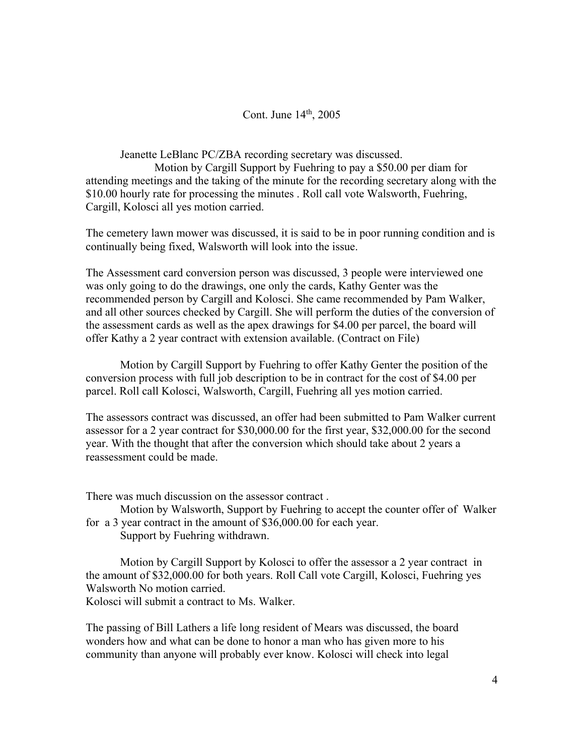Cont. June 14th, 2005

Jeanette LeBlanc PC/ZBA recording secretary was discussed.
Motion by Cargill Support by Fuehring to pay a $50.00 per diam for attending meetings and the taking of the minute for the recording secretary along with the $10.00 hourly rate for processing the minutes . Roll call vote Walsworth, Fuehring, Cargill, Kolosci all yes motion carried.

The cemetery lawn mower was discussed, it is said to be in poor running condition and is continually being fixed, Walsworth will look into the issue.

The Assessment card conversion person was discussed, 3 people were interviewed one was only going to do the drawings, one only the cards, Kathy Genter was the recommended person by Cargill and Kolosci. She came recommended by Pam Walker, and all other sources checked by Cargill. She will perform the duties of the conversion of the assessment cards as well as the apex drawings for $4.00 per parcel, the board will offer Kathy a 2 year contract with extension available. (Contract on File)

Motion by Cargill Support by Fuehring to offer Kathy Genter the position of the conversion process with full job description to be in contract for the cost of $4.00 per parcel. Roll call Kolosci, Walsworth, Cargill, Fuehring all yes motion carried.

The assessors contract was discussed, an offer had been submitted to Pam Walker current assessor for a 2 year contract for $30,000.00 for the first year, $32,000.00 for the second year. With the thought that after the conversion which should take about 2 years a reassessment could be made.

There was much discussion on the assessor contract .

Motion by Walsworth, Support by Fuehring to accept the counter offer of Walker for a 3 year contract in the amount of $36,000.00 for each year.

Support by Fuehring withdrawn.

Motion by Cargill Support by Kolosci to offer the assessor a 2 year contract in the amount of $32,000.00 for both years. Roll Call vote Cargill, Kolosci, Fuehring yes Walsworth No motion carried.

Kolosci will submit a contract to Ms. Walker.

The passing of Bill Lathers a life long resident of Mears was discussed, the board wonders how and what can be done to honor a man who has given more to his community than anyone will probably ever know. Kolosci will check into legal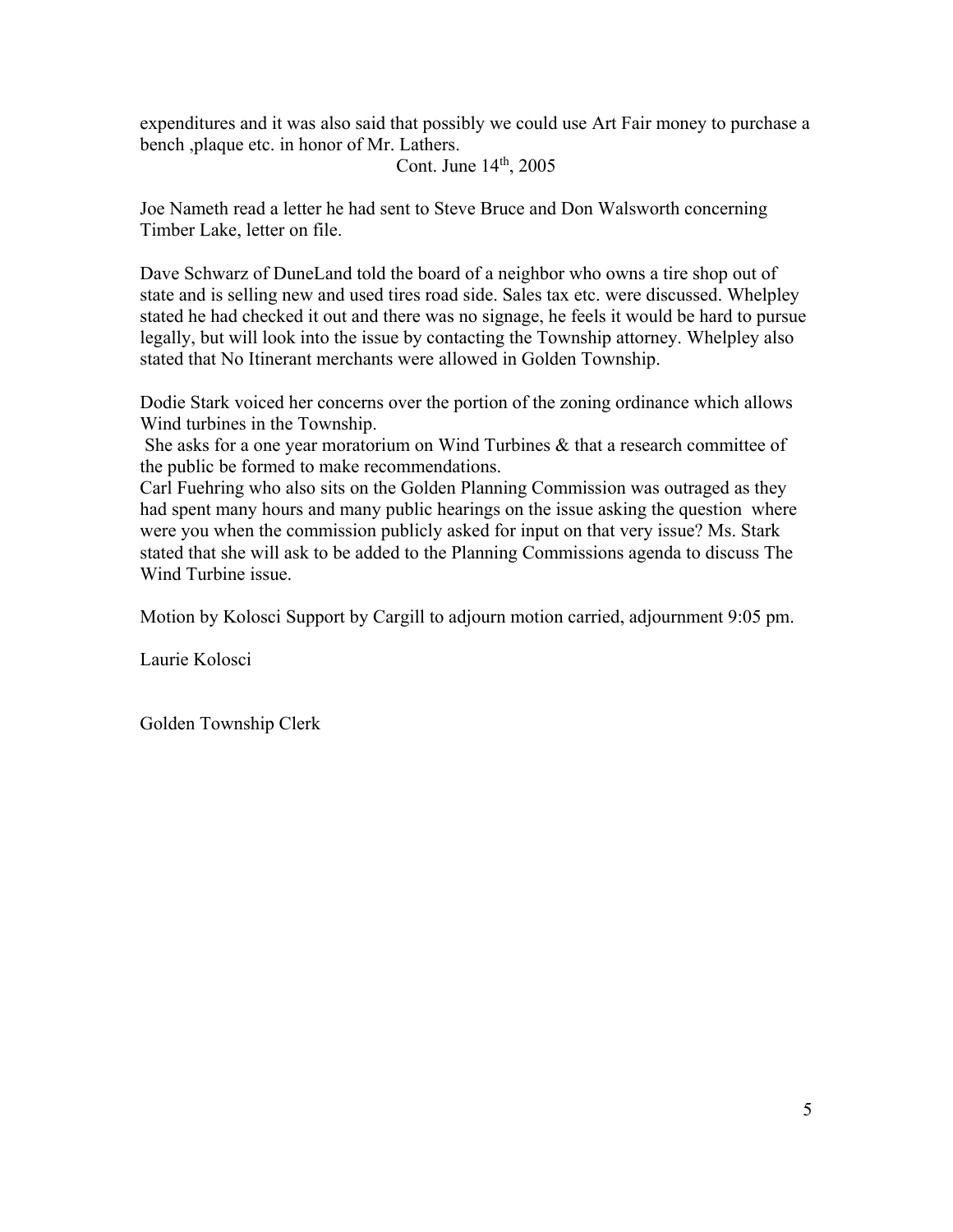expenditures and it was also said that possibly we could use Art Fair money to purchase a bench ,plaque etc. in honor of Mr. Lathers.

Cont. June 14th, 2005

Joe Nameth read a letter he had sent to Steve Bruce and Don Walsworth concerning Timber Lake, letter on file.

Dave Schwarz of DuneLand told the board of a neighbor who owns a tire shop out of state and is selling new and used tires road side. Sales tax etc. were discussed. Whelpley stated he had checked it out and there was no signage, he feels it would be hard to pursue legally, but will look into the issue by contacting the Township attorney. Whelpley also stated that No Itinerant merchants were allowed in Golden Township.

Dodie Stark voiced her concerns over the portion of the zoning ordinance which allows Wind turbines in the Township.
She asks for a one year moratorium on Wind Turbines & that a research committee of the public be formed to make recommendations.
Carl Fuehring who also sits on the Golden Planning Commission was outraged as they had spent many hours and many public hearings on the issue asking the question where were you when the commission publicly asked for input on that very issue? Ms. Stark stated that she will ask to be added to the Planning Commissions agenda to discuss The Wind Turbine issue.

Motion by Kolosci Support by Cargill to adjourn motion carried, adjournment 9:05 pm.

Laurie Kolosci

Golden Township Clerk